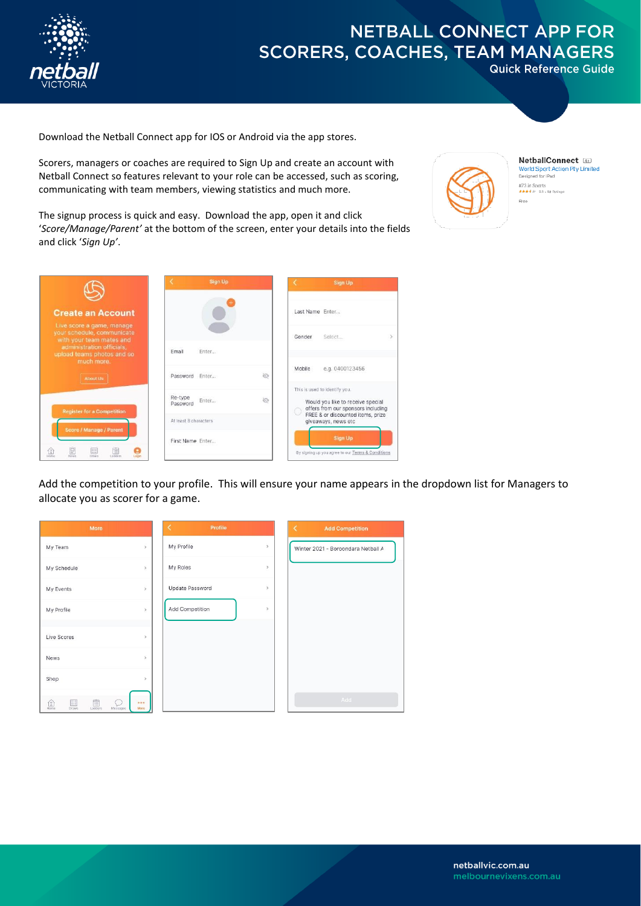# NETBALL CONNECT APP FOR SCORERS, COACHES, TEAM MANAGERS

## Quick Reference Guide

Download the Netball Connect app for IOS or Android via the app stores.

Scorers, managers or coaches are required to Sign Up and create an account with Netball Connect so features relevant to your role can be accessed, such as scoring, communicating with team members, viewing statistics and much more.

The signup process is quick and easy. Download the app, open it and click '*Score/Manage/Parent'* at the bottom of the screen, enter your details into the fields and click '*Sign Up'*.

Add the competition to your profile. This will ensure your name appears in the dropdown list for Managers to allocate you as scorer for a game.

netballvic.com.au
melbournevixens.com.au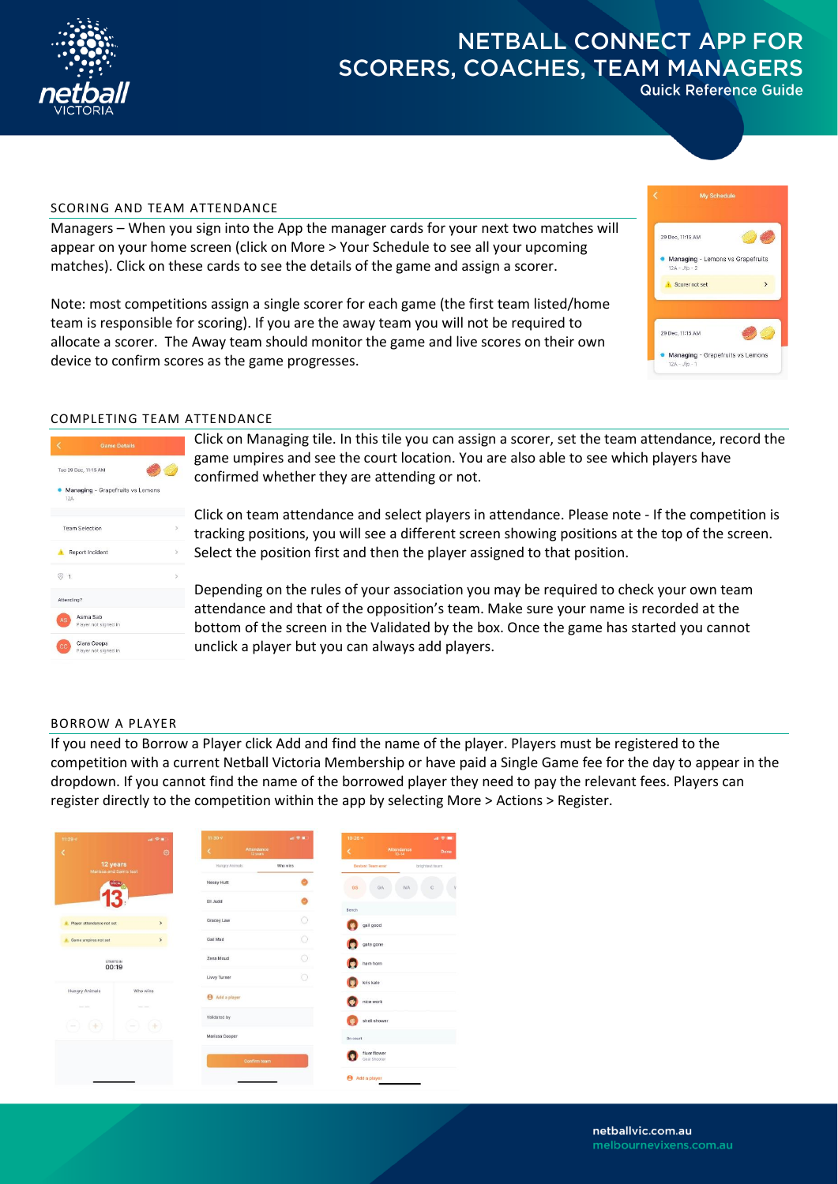# NETBALL CONNECT APP FOR SCORERS, COACHES, TEAM MANAGERS

Quick Reference Guide

## SCORING AND TEAM ATTENDANCE

Managers – When you sign into the App the manager cards for your next two matches will appear on your home screen (click on More > Your Schedule to see all your upcoming matches). Click on these cards to see the details of the game and assign a scorer.

Note: most competitions assign a single scorer for each game (the first team listed/home team is responsible for scoring). If you are the away team you will not be required to allocate a scorer. The Away team should monitor the game and live scores on their own device to confirm scores as the game progresses.

## COMPLETING TEAM ATTENDANCE

Click on Managing tile. In this tile you can assign a scorer, set the team attendance, record the game umpires and see the court location. You are also able to see which players have confirmed whether they are attending or not.

Click on team attendance and select players in attendance. Please note - If the competition is tracking positions, you will see a different screen showing positions at the top of the screen. Select the position first and then the player assigned to that position.

Depending on the rules of your association you may be required to check your own team attendance and that of the opposition's team. Make sure your name is recorded at the bottom of the screen in the Validated by the box. Once the game has started you cannot unclick a player but you can always add players.

## BORROW A PLAYER

If you need to Borrow a Player click Add and find the name of the player. Players must be registered to the competition with a current Netball Victoria Membership or have paid a Single Game fee for the day to appear in the dropdown. If you cannot find the name of the borrowed player they need to pay the relevant fees. Players can register directly to the competition within the app by selecting More > Actions > Register.

netballvic.com.au
melbournevixens.com.au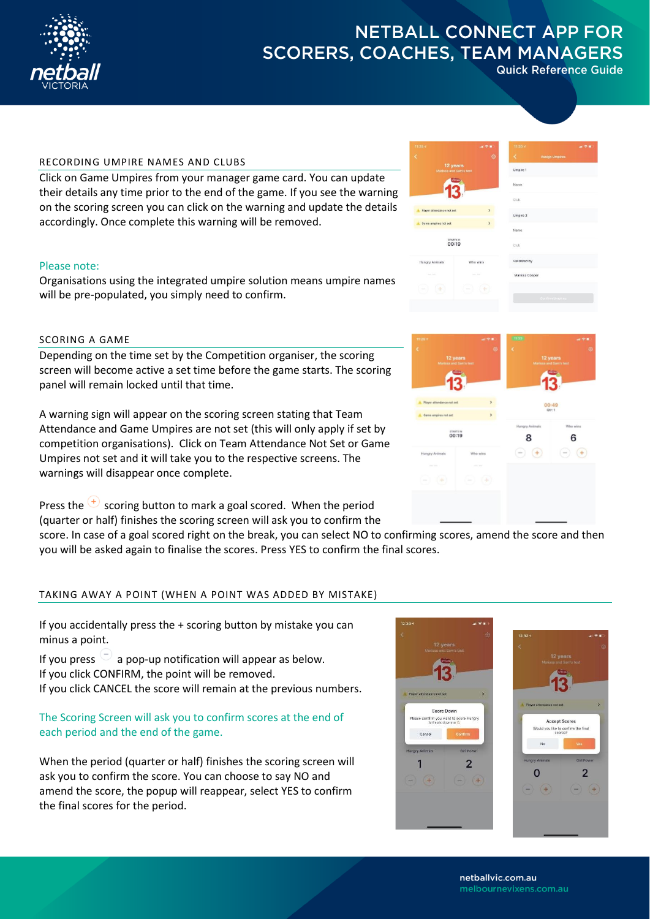# NETBALL CONNECT APP FOR SCORERS, COACHES, TEAM MANAGERS

Quick Reference Guide

## RECORDING UMPIRE NAMES AND CLUBS

Click on Game Umpires from your manager game card. You can update their details any time prior to the end of the game. If you see the warning on the scoring screen you can click on the warning and update the details accordingly. Once complete this warning will be removed.

Please note:

Organisations using the integrated umpire solution means umpire names will be pre-populated, you simply need to confirm.

## SCORING A GAME

Depending on the time set by the Competition organiser, the scoring screen will become active a set time before the game starts. The scoring panel will remain locked until that time.

A warning sign will appear on the scoring screen stating that Team Attendance and Game Umpires are not set (this will only apply if set by competition organisations). Click on Team Attendance Not Set or Game Umpires not set and it will take you to the respective screens. The warnings will disappear once complete.

Press the + scoring button to mark a goal scored. When the period (quarter or half) finishes the scoring screen will ask you to confirm the score. In case of a goal scored right on the break, you can select NO to confirming scores, amend the score and then you will be asked again to finalise the scores. Press YES to confirm the final scores.

## TAKING AWAY A POINT (WHEN A POINT WAS ADDED BY MISTAKE)

If you accidentally press the + scoring button by mistake you can minus a point.

If you press − a pop-up notification will appear as below.
If you click CONFIRM, the point will be removed.
If you click CANCEL the score will remain at the previous numbers.

The Scoring Screen will ask you to confirm scores at the end of each period and the end of the game.

When the period (quarter or half) finishes the scoring screen will ask you to confirm the score. You can choose to say NO and amend the score, the popup will reappear, select YES to confirm the final scores for the period.

netballvic.com.au
melbournevixens.com.au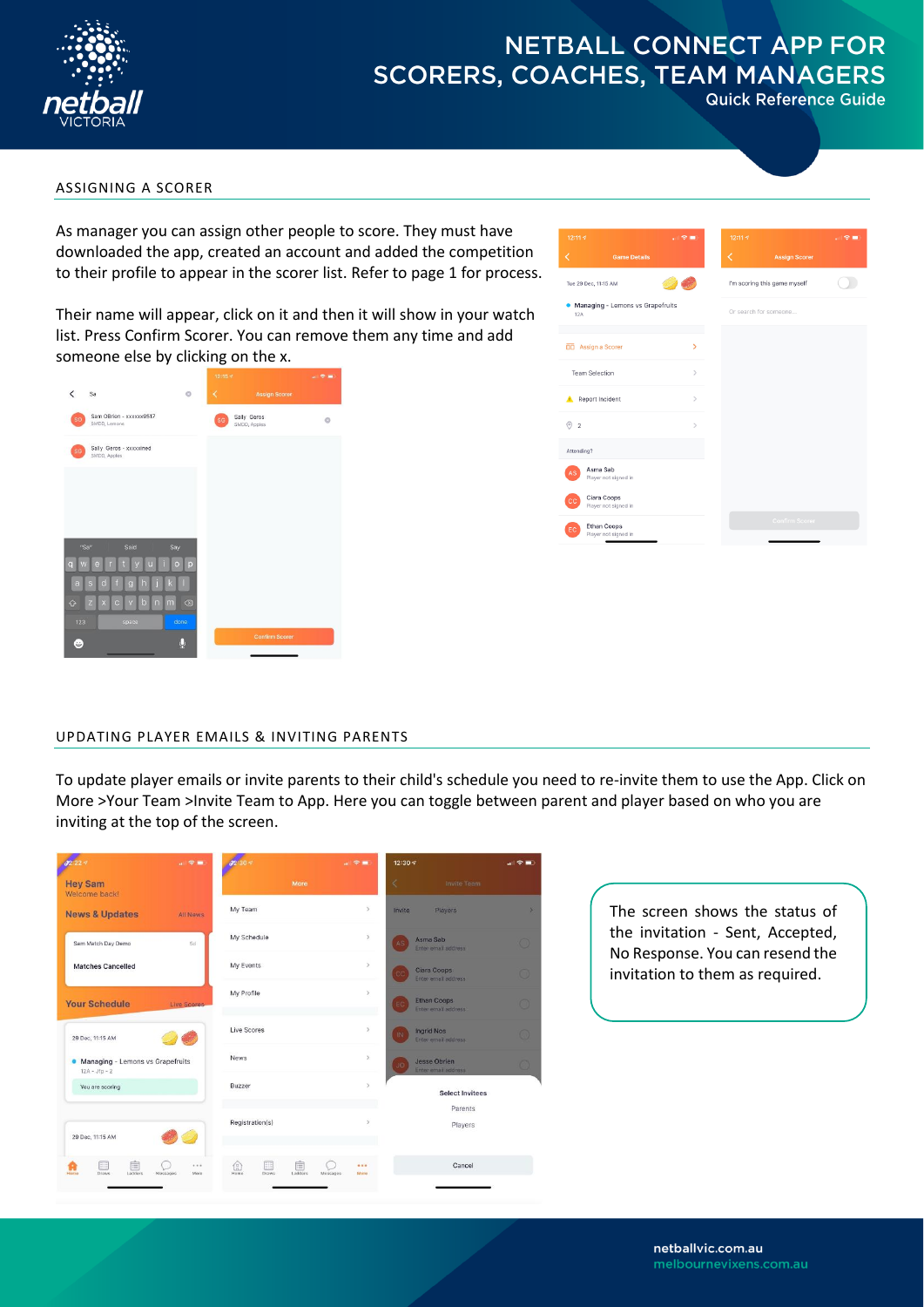# NETBALL CONNECT APP FOR SCORERS, COACHES, TEAM MANAGERS

Quick Reference Guide

## ASSIGNING A SCORER

As manager you can assign other people to score. They must have downloaded the app, created an account and added the competition to their profile to appear in the scorer list. Refer to page 1 for process.

Their name will appear, click on it and then it will show in your watch list. Press Confirm Scorer. You can remove them any time and add someone else by clicking on the x.

## UPDATING PLAYER EMAILS & INVITING PARENTS

To update player emails or invite parents to their child's schedule you need to re-invite them to use the App. Click on More >Your Team >Invite Team to App. Here you can toggle between parent and player based on who you are inviting at the top of the screen.

The screen shows the status of the invitation - Sent, Accepted, No Response. You can resend the invitation to them as required.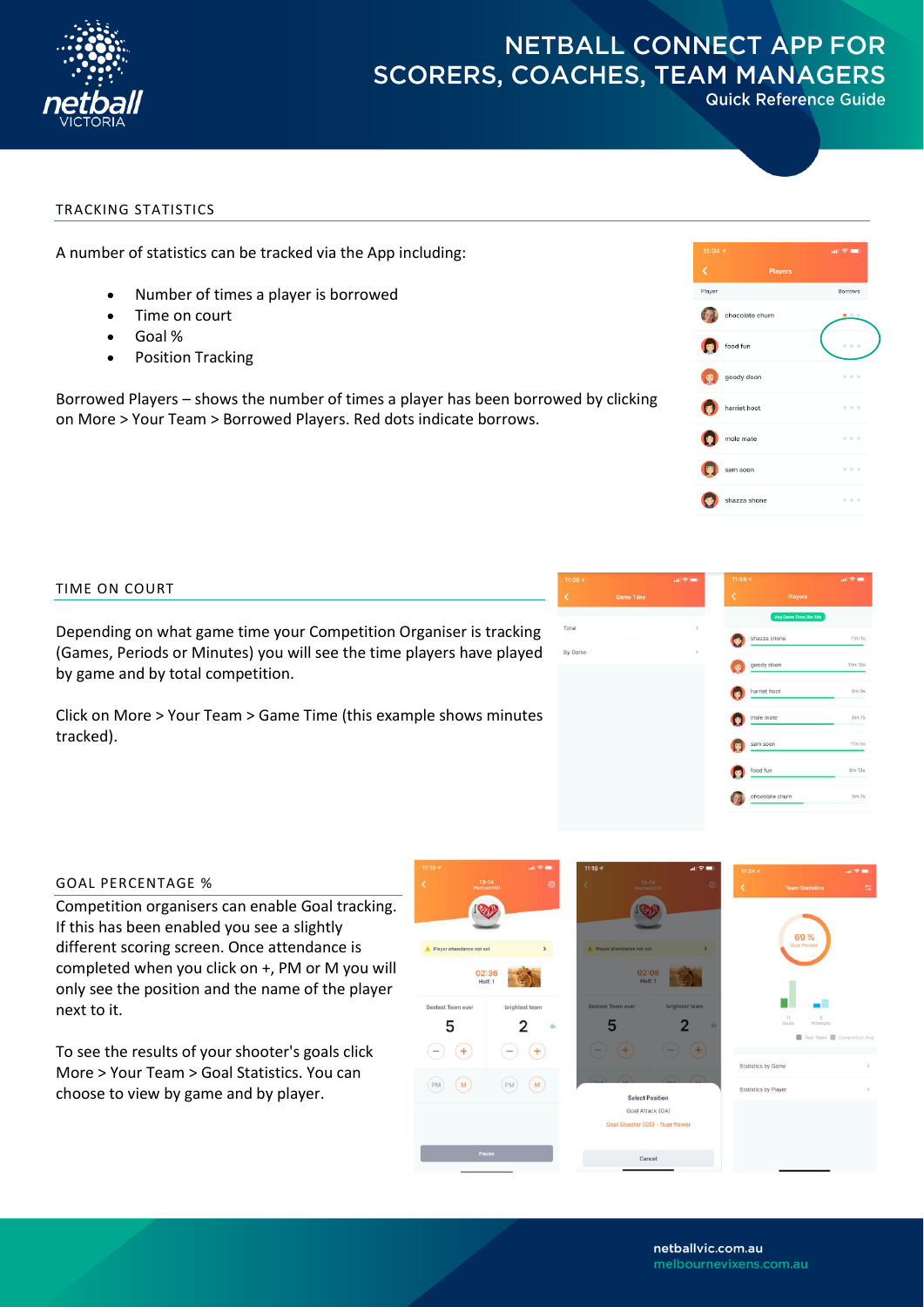# NETBALL CONNECT APP FOR SCORERS, COACHES, TEAM MANAGERS

Quick Reference Guide

## TRACKING STATISTICS

A number of statistics can be tracked via the App including:

- Number of times a player is borrowed
- Time on court
- Goal %
- Position Tracking

Borrowed Players – shows the number of times a player has been borrowed by clicking on More > Your Team > Borrowed Players. Red dots indicate borrows.

## TIME ON COURT

Depending on what game time your Competition Organiser is tracking (Games, Periods or Minutes) you will see the time players have played by game and by total competition.

Click on More > Your Team > Game Time (this example shows minutes tracked).

## GOAL PERCENTAGE %

Competition organisers can enable Goal tracking. If this has been enabled you see a slightly different scoring screen. Once attendance is completed when you click on +, PM or M you will only see the position and the name of the player next to it.

To see the results of your shooter's goals click More > Your Team > Goal Statistics. You can choose to view by game and by player.

netballvic.com.au
melbournevixens.com.au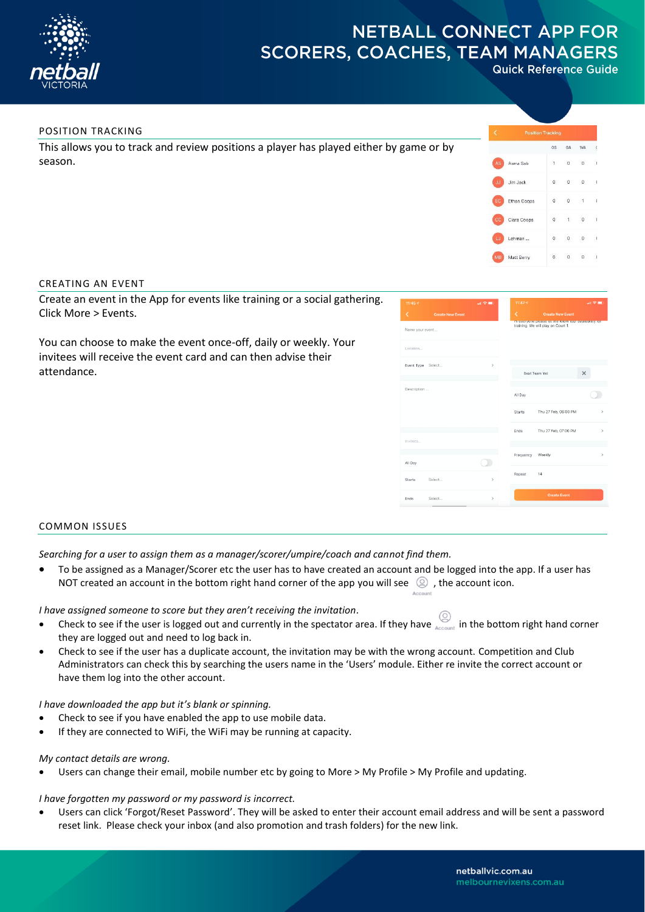## POSITION TRACKING

This allows you to track and review positions a player has played either by game or by season.

## CREATING AN EVENT

Create an event in the App for events like training or a social gathering. Click More > Events.

You can choose to make the event once-off, daily or weekly. Your invitees will receive the event card and can then advise their attendance.

## COMMON ISSUES

*Searching for a user to assign them as a manager/scorer/umpire/coach and cannot find them.*

- To be assigned as a Manager/Scorer etc the user has to have created an account and be logged into the app. If a user has NOT created an account in the bottom right hand corner of the app you will see , the account icon.

*I have assigned someone to score but they aren't receiving the invitation.*

- Check to see if the user is logged out and currently in the spectator area. If they have in the bottom right hand corner they are logged out and need to log back in.
- Check to see if the user has a duplicate account, the invitation may be with the wrong account. Competition and Club Administrators can check this by searching the users name in the 'Users' module. Either re invite the correct account or have them log into the other account.

*I have downloaded the app but it's blank or spinning.*

- Check to see if you have enabled the app to use mobile data.
- If they are connected to WiFi, the WiFi may be running at capacity.

*My contact details are wrong.*

- Users can change their email, mobile number etc by going to More > My Profile > My Profile and updating.

*I have forgotten my password or my password is incorrect.*

- Users can click 'Forgot/Reset Password'. They will be asked to enter their account email address and will be sent a password reset link. Please check your inbox (and also promotion and trash folders) for the new link.